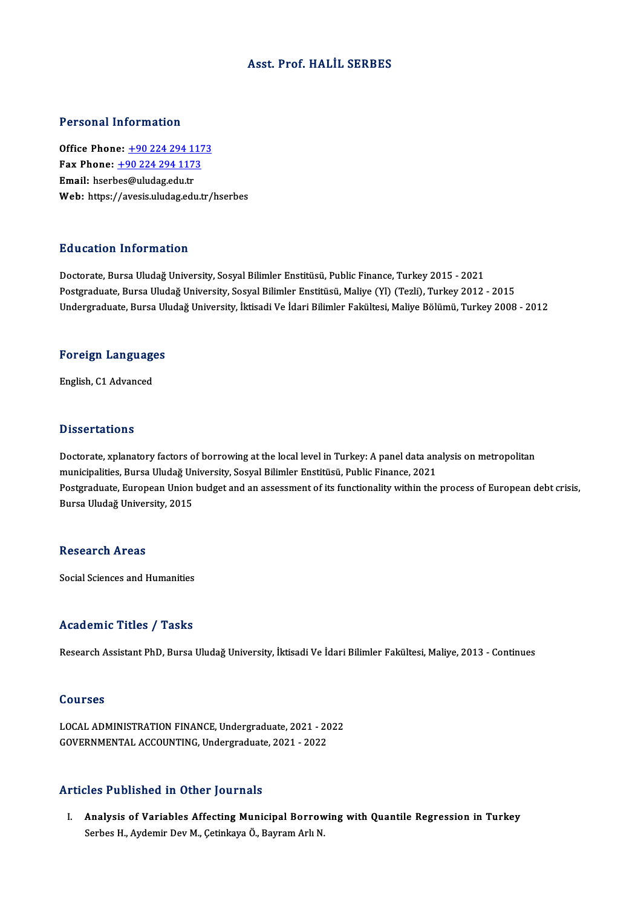# Asst. Prof. HALİL SERBES

## Personal Information

**Office Phone:** +90 224 294 1173
**Fax Phone:** +90 224 294 1173
**Email:** hserbes@uludag.edu.tr
**Web:** https://avesis.uludag.edu.tr/hserbes

## Education Information

Doctorate, Bursa Uludağ University, Sosyal Bilimler Enstitüsü, Public Finance, Turkey 2015 - 2021
Postgraduate, Bursa Uludağ University, Sosyal Bilimler Enstitüsü, Maliye (Yl) (Tezli), Turkey 2012 - 2015
Undergraduate, Bursa Uludağ University, İktisadi Ve İdari Bilimler Fakültesi, Maliye Bölümü, Turkey 2008 - 2012

## Foreign Languages

English, C1 Advanced

## Dissertations

Doctorate, xplanatory factors of borrowing at the local level in Turkey: A panel data analysis on metropolitan municipalities, Bursa Uludağ University, Sosyal Bilimler Enstitüsü, Public Finance, 2021
Postgraduate, European Union budget and an assessment of its functionality within the process of European debt crisis, Bursa Uludağ University, 2015

## Research Areas

Social Sciences and Humanities

## Academic Titles / Tasks

Research Assistant PhD, Bursa Uludağ University, İktisadi Ve İdari Bilimler Fakültesi, Maliye, 2013 - Continues

## Courses

LOCAL ADMINISTRATION FINANCE, Undergraduate, 2021 - 2022
GOVERNMENTAL ACCOUNTING, Undergraduate, 2021 - 2022

## Articles Published in Other Journals

I. **Analysis of Variables Affecting Municipal Borrowing with Quantile Regression in Turkey**
Serbes H., Aydemir Dev M., Çetinkaya Ö., Bayram Arlı N.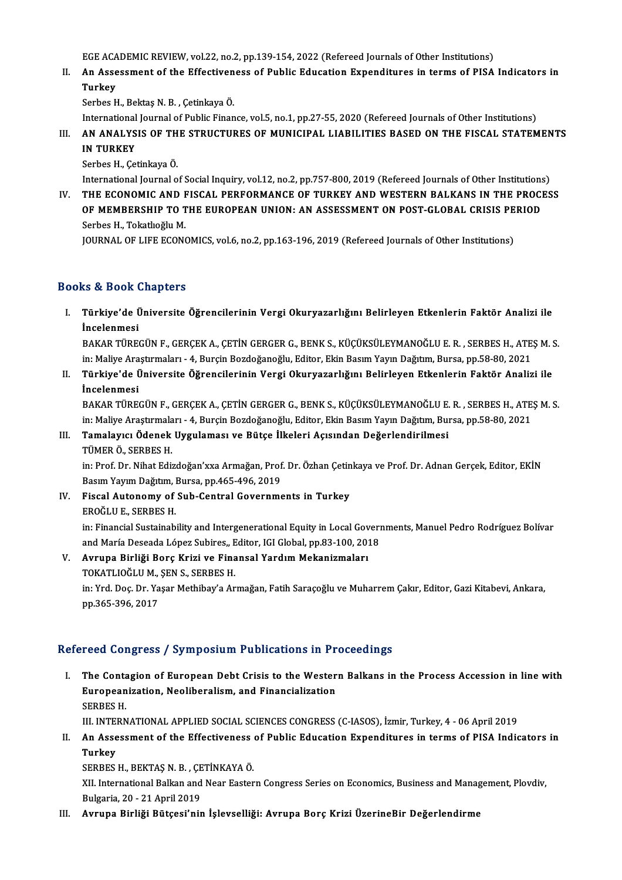EGE ACADEMIC REVIEW, vol.22, no.2, pp.139-154, 2022 (Refereed Journals of Other Institutions)

II. **An Assessment of the Effectiveness of Public Education Expenditures in terms of PISA Indicators in Turkey**
Serbes H., Bektaş N. B. , Çetinkaya Ö.
International Journal of Public Finance, vol.5, no.1, pp.27-55, 2020 (Refereed Journals of Other Institutions)

III. **AN ANALYSIS OF THE STRUCTURES OF MUNICIPAL LIABILITIES BASED ON THE FISCAL STATEMENTS IN TURKEY**
Serbes H., Çetinkaya Ö.
International Journal of Social Inquiry, vol.12, no.2, pp.757-800, 2019 (Refereed Journals of Other Institutions)

IV. **THE ECONOMIC AND FISCAL PERFORMANCE OF TURKEY AND WESTERN BALKANS IN THE PROCESS OF MEMBERSHIP TO THE EUROPEAN UNION: AN ASSESSMENT ON POST-GLOBAL CRISIS PERIOD**
Serbes H., Tokatlıoğlu M.
JOURNAL OF LIFE ECONOMICS, vol.6, no.2, pp.163-196, 2019 (Refereed Journals of Other Institutions)

## Books & Book Chapters

I. **Türkiye'de Üniversite Öğrencilerinin Vergi Okuryazarlığını Belirleyen Etkenlerin Faktör Analizi ile İncelenmesi**
BAKAR TÜREGÜN F., GERÇEK A., ÇETİN GERGER G., BENK S., KÜÇÜKSÜLEYMANOĞLU E. R. , SERBES H., ATEŞ M. S.
in: Maliye Araştırmaları - 4, Burçin Bozdoğanoğlu, Editor, Ekin Basım Yayın Dağıtım, Bursa, pp.58-80, 2021

II. **Türkiye'de Üniversite Öğrencilerinin Vergi Okuryazarlığını Belirleyen Etkenlerin Faktör Analizi ile İncelenmesi**
BAKAR TÜREGÜN F., GERÇEK A., ÇETİN GERGER G., BENK S., KÜÇÜKSÜLEYMANOĞLU E. R. , SERBES H., ATEŞ M. S.
in: Maliye Araştırmaları - 4, Burçin Bozdoğanoğlu, Editor, Ekin Basım Yayın Dağıtım, Bursa, pp.58-80, 2021

III. **Tamalayıcı Ödenek Uygulaması ve Bütçe İlkeleri Açısından Değerlendirilmesi**
TÜMER Ö., SERBES H.
in: Prof. Dr. Nihat Edizdoğan'xxa Armağan, Prof. Dr. Özhan Çetinkaya ve Prof. Dr. Adnan Gerçek, Editor, EKİN Basım Yayım Dağıtım, Bursa, pp.465-496, 2019

IV. **Fiscal Autonomy of Sub-Central Governments in Turkey**
EROĞLU E., SERBES H.
in: Financial Sustainability and Intergenerational Equity in Local Governments, Manuel Pedro Rodríguez Bolívar and María Deseada López Subires,, Editor, IGI Global, pp.83-100, 2018

V. **Avrupa Birliği Borç Krizi ve Finansal Yardım Mekanizmaları**
TOKATLIOĞLU M., ŞEN S., SERBES H.
in: Yrd. Doç. Dr. Yaşar Methibay'a Armağan, Fatih Saraçoğlu ve Muharrem Çakır, Editor, Gazi Kitabevi, Ankara, pp.365-396, 2017

## Refereed Congress / Symposium Publications in Proceedings

I. **The Contagion of European Debt Crisis to the Western Balkans in the Process Accession in line with Europeanization, Neoliberalism, and Financialization**
SERBES H.
III. INTERNATIONAL APPLIED SOCIAL SCIENCES CONGRESS (C-IASOS), İzmir, Turkey, 4 - 06 April 2019

II. **An Assessment of the Effectiveness of Public Education Expenditures in terms of PISA Indicators in Turkey**
SERBES H., BEKTAŞ N. B. , ÇETİNKAYA Ö.
XII. International Balkan and Near Eastern Congress Series on Economics, Business and Management, Plovdiv, Bulgaria, 20 - 21 April 2019

III. **Avrupa Birliği Bütçesi'nin İşlevselliği: Avrupa Borç Krizi ÜzerineBir Değerlendirme**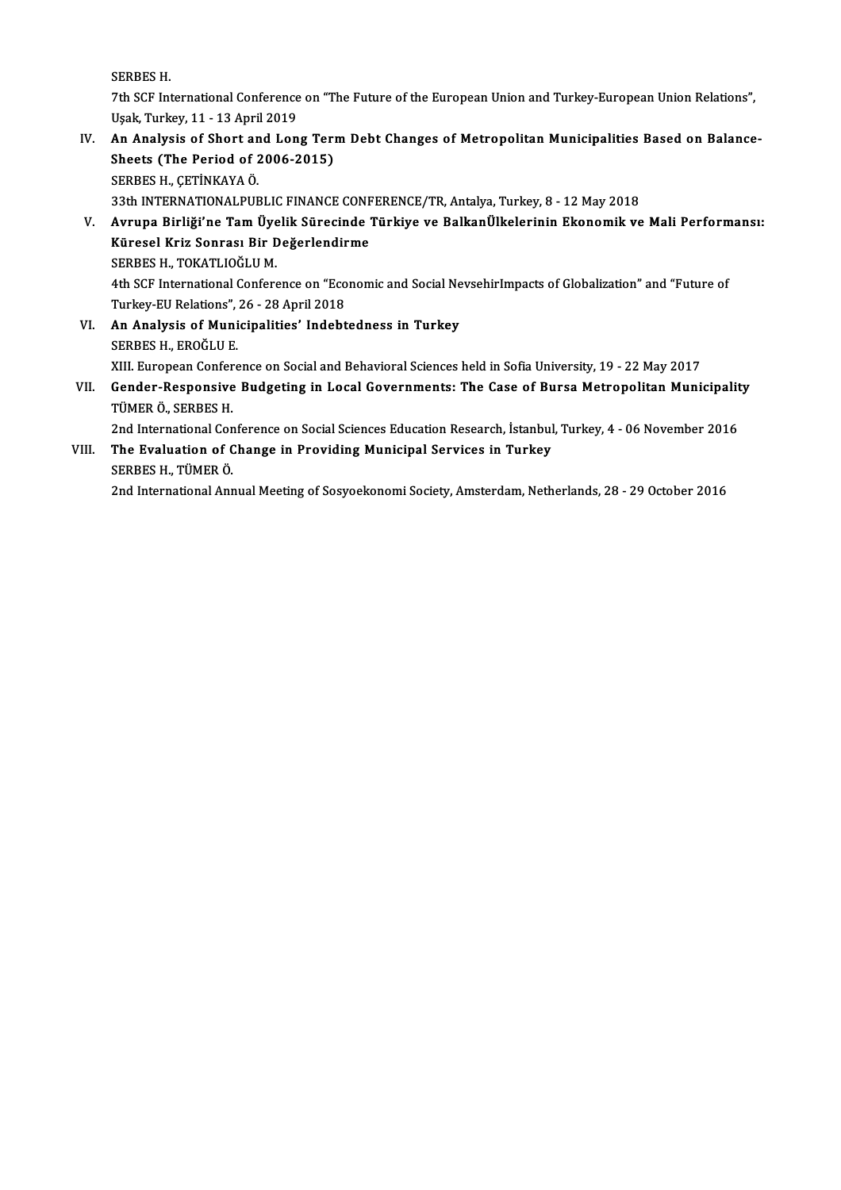SERBES H.

7th SCF International Conference on "The Future of the European Union and Turkey-European Union Relations", Uşak, Turkey, 11 - 13 April 2019

IV. **An Analysis of Short and Long Term Debt Changes of Metropolitan Municipalities Based on Balance-Sheets (The Period of 2006-2015)**

SERBES H., ÇETİNKAYA Ö.

33th INTERNATIONALPUBLIC FINANCE CONFERENCE/TR, Antalya, Turkey, 8 - 12 May 2018

V. **Avrupa Birliği'ne Tam Üyelik Sürecinde Türkiye ve BalkanÜlkelerinin Ekonomik ve Mali Performansı: Küresel Kriz Sonrası Bir Değerlendirme**

SERBES H., TOKATLIOĞLU M.

4th SCF International Conference on "Economic and Social NevsehirImpacts of Globalization" and "Future of Turkey-EU Relations", 26 - 28 April 2018

VI. **An Analysis of Municipalities' Indebtedness in Turkey**

SERBES H., EROĞLU E.

XIII. European Conference on Social and Behavioral Sciences held in Sofia University, 19 - 22 May 2017

VII. **Gender-Responsive Budgeting in Local Governments: The Case of Bursa Metropolitan Municipality**

TÜMER Ö., SERBES H.

2nd International Conference on Social Sciences Education Research, İstanbul, Turkey, 4 - 06 November 2016

VIII. **The Evaluation of Change in Providing Municipal Services in Turkey**

SERBES H., TÜMER Ö.

2nd International Annual Meeting of Sosyoekonomi Society, Amsterdam, Netherlands, 28 - 29 October 2016